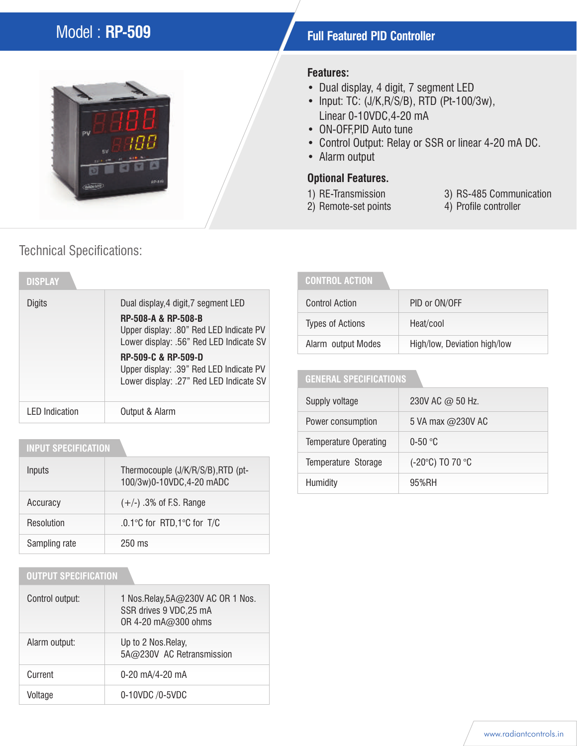# Model : **RP-509**

## Full Featured PID Controller

**Features:**

- Dual display, 4 digit, 7 segment LED
- Input: TC: (J/K,R/S/B), RTD (Pt-100/3w), Linear 0-10VDC,4-20 mA
- ON-OFF,PID Auto tune
- Control Output: Relay or SSR or linear 4-20 mA DC.
- Alarm output

**Optional Features.**

1) RE-Transmission
2) Remote-set points
3) RS-485 Communication
4) Profile controller

## Technical Specifications:

### DISPLAY

| | |
|---|---|
| Digits | Dual display,4 digit,7 segment LED<br>**RP-508-A & RP-508-B**<br>Upper display: .80" Red LED Indicate PV<br>Lower display: .56" Red LED Indicate SV<br>**RP-509-C & RP-509-D**<br>Upper display: .39" Red LED Indicate PV<br>Lower display: .27" Red LED Indicate SV |
| LED Indication | Output & Alarm |

### INPUT SPECIFICATION

| | |
|---|---|
| Inputs | Thermocouple (J/K/R/S/B),RTD (pt-100/3w)0-10VDC,4-20 mADC |
| Accuracy | (+/-) .3% of F.S. Range |
| Resolution | .0.1°C for RTD,1°C for T/C |
| Sampling rate | 250 ms |

### OUTPUT SPECIFICATION

| | |
|---|---|
| Control output: | 1 Nos.Relay,5A@230V AC OR 1 Nos. SSR drives 9 VDC,25 mA OR 4-20 mA@300 ohms |
| Alarm output: | Up to 2 Nos.Relay, 5A@230V AC Retransmission |
| Current | 0-20 mA/4-20 mA |
| Voltage | 0-10VDC /0-5VDC |

### CONTROL ACTION

| | |
|---|---|
| Control Action | PID or ON/OFF |
| Types of Actions | Heat/cool |
| Alarm output Modes | High/low, Deviation high/low |

### GENERAL SPECIFICATIONS

| | |
|---|---|
| Supply voltage | 230V AC @ 50 Hz. |
| Power consumption | 5 VA max @230V AC |
| Temperature Operating | 0-50 °C |
| Temperature Storage | (-20°C) TO 70 °C |
| Humidity | 95%RH |

www.radiantcontrols.in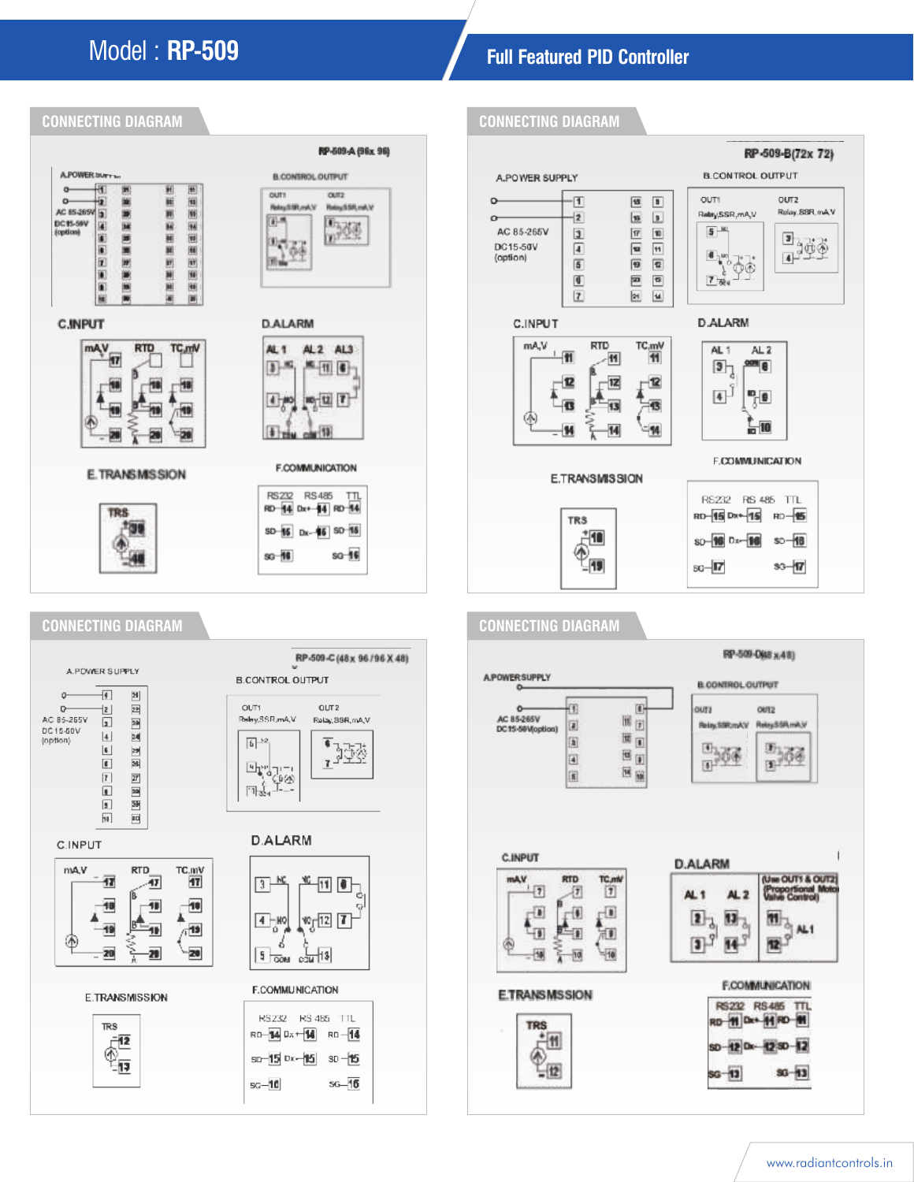# Model : RP-509

## Full Featured PID Controller

### CONNECTING DIAGRAM

RP-509-A (96x 96)

A.POWER SUPPLY

AC 85-265V
DC15-50V
(option)

B.CONTROL OUTPUT

OUT1 Relay,SSR,mA,V

OUT2 Relay,SSR,mA,V

C.INPUT

mA,V RTD TC,mV

D.ALARM

AL 1 AL 2 AL3

E.TRANSMISSION

TRS

F.COMMUNICATION

RS232 RS485 TTL

### CONNECTING DIAGRAM

RP-509-B(72x 72)

A.POWER SUPPLY

AC 85-265V
DC15-50V
(option)

B.CONTROL OUTPUT

OUT1 Relay,SSR,mA,V

OUT2 Relay,SSR,mA,V

C.INPUT

mA,V RTD TC,mV

D.ALARM

AL 1 AL 2

E.TRANSMISSION

TRS

F.COMMUNICATION

RS232 RS 485 TTL

### CONNECTING DIAGRAM

RP-509-C (48 x 96 / 96 X 48)

A.POWER SUPPLY

AC 85-265V
DC15-50V
(option)

B.CONTROL OUTPUT

OUT1 Relay,SSR,mA,V

OUT2 Relay,SSR,mA,V

C.INPUT

mA,V RTD TC,mV

D.ALARM

E.TRANSMISSION

TRS

F.COMMUNICATION

RS232 RS 485 TTL

### CONNECTING DIAGRAM

RP-509-D(48 x 48)

A.POWER SUPPLY

AC 85-265V
DC15-50V(option)

B.CONTROL OUTPUT

OUT1 Relay,SSR,mA,V

OUT2 Relay,SSR,mA,V

C.INPUT

mA,V RTD TC,mV

D.ALARM

AL 1 AL 2

(Use OUT1 & OUT2) (Proportional Motor Valve Control)

AL1

E.TRANSMISSION

TRS

F.COMMUNICATION

RS232 RS485 TTL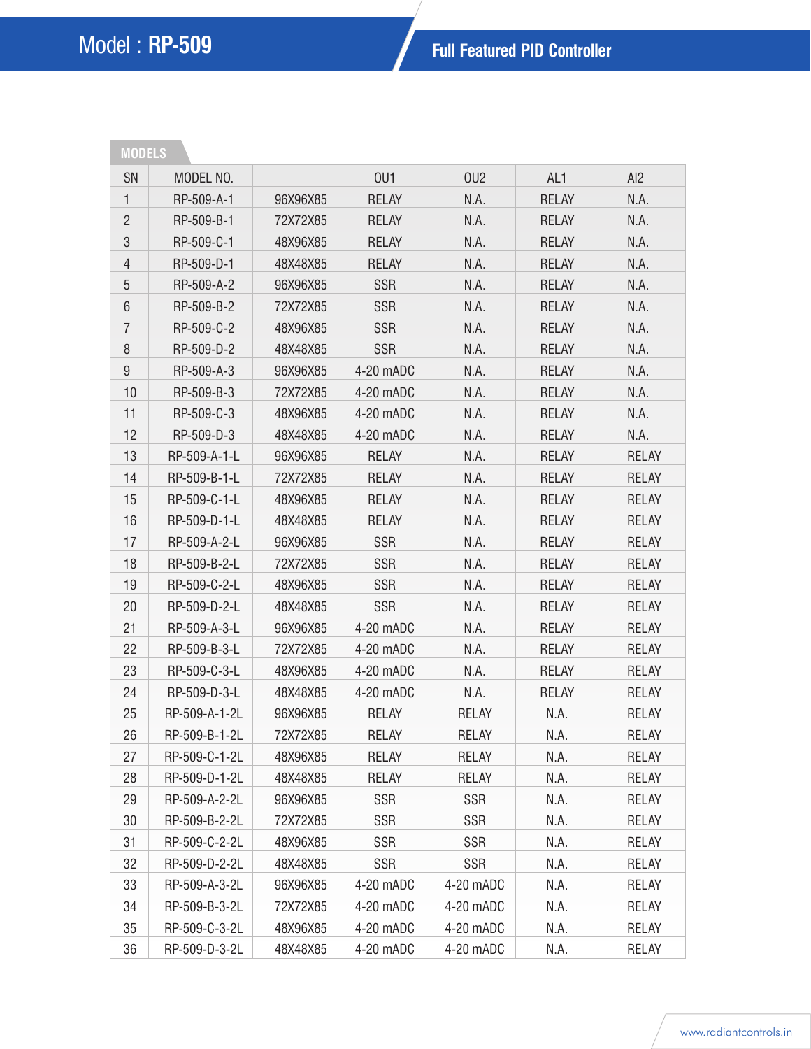# Model : RP-509

## Full Featured PID Controller

**MODELS**

| SN | MODEL NO. | | OU1 | OU2 | AL1 | Al2 |
|---|---|---|---|---|---|---|
| 1 | RP-509-A-1 | 96X96X85 | RELAY | N.A. | RELAY | N.A. |
| 2 | RP-509-B-1 | 72X72X85 | RELAY | N.A. | RELAY | N.A. |
| 3 | RP-509-C-1 | 48X96X85 | RELAY | N.A. | RELAY | N.A. |
| 4 | RP-509-D-1 | 48X48X85 | RELAY | N.A. | RELAY | N.A. |
| 5 | RP-509-A-2 | 96X96X85 | SSR | N.A. | RELAY | N.A. |
| 6 | RP-509-B-2 | 72X72X85 | SSR | N.A. | RELAY | N.A. |
| 7 | RP-509-C-2 | 48X96X85 | SSR | N.A. | RELAY | N.A. |
| 8 | RP-509-D-2 | 48X48X85 | SSR | N.A. | RELAY | N.A. |
| 9 | RP-509-A-3 | 96X96X85 | 4-20 mADC | N.A. | RELAY | N.A. |
| 10 | RP-509-B-3 | 72X72X85 | 4-20 mADC | N.A. | RELAY | N.A. |
| 11 | RP-509-C-3 | 48X96X85 | 4-20 mADC | N.A. | RELAY | N.A. |
| 12 | RP-509-D-3 | 48X48X85 | 4-20 mADC | N.A. | RELAY | N.A. |
| 13 | RP-509-A-1-L | 96X96X85 | RELAY | N.A. | RELAY | RELAY |
| 14 | RP-509-B-1-L | 72X72X85 | RELAY | N.A. | RELAY | RELAY |
| 15 | RP-509-C-1-L | 48X96X85 | RELAY | N.A. | RELAY | RELAY |
| 16 | RP-509-D-1-L | 48X48X85 | RELAY | N.A. | RELAY | RELAY |
| 17 | RP-509-A-2-L | 96X96X85 | SSR | N.A. | RELAY | RELAY |
| 18 | RP-509-B-2-L | 72X72X85 | SSR | N.A. | RELAY | RELAY |
| 19 | RP-509-C-2-L | 48X96X85 | SSR | N.A. | RELAY | RELAY |
| 20 | RP-509-D-2-L | 48X48X85 | SSR | N.A. | RELAY | RELAY |
| 21 | RP-509-A-3-L | 96X96X85 | 4-20 mADC | N.A. | RELAY | RELAY |
| 22 | RP-509-B-3-L | 72X72X85 | 4-20 mADC | N.A. | RELAY | RELAY |
| 23 | RP-509-C-3-L | 48X96X85 | 4-20 mADC | N.A. | RELAY | RELAY |
| 24 | RP-509-D-3-L | 48X48X85 | 4-20 mADC | N.A. | RELAY | RELAY |
| 25 | RP-509-A-1-2L | 96X96X85 | RELAY | RELAY | N.A. | RELAY |
| 26 | RP-509-B-1-2L | 72X72X85 | RELAY | RELAY | N.A. | RELAY |
| 27 | RP-509-C-1-2L | 48X96X85 | RELAY | RELAY | N.A. | RELAY |
| 28 | RP-509-D-1-2L | 48X48X85 | RELAY | RELAY | N.A. | RELAY |
| 29 | RP-509-A-2-2L | 96X96X85 | SSR | SSR | N.A. | RELAY |
| 30 | RP-509-B-2-2L | 72X72X85 | SSR | SSR | N.A. | RELAY |
| 31 | RP-509-C-2-2L | 48X96X85 | SSR | SSR | N.A. | RELAY |
| 32 | RP-509-D-2-2L | 48X48X85 | SSR | SSR | N.A. | RELAY |
| 33 | RP-509-A-3-2L | 96X96X85 | 4-20 mADC | 4-20 mADC | N.A. | RELAY |
| 34 | RP-509-B-3-2L | 72X72X85 | 4-20 mADC | 4-20 mADC | N.A. | RELAY |
| 35 | RP-509-C-3-2L | 48X96X85 | 4-20 mADC | 4-20 mADC | N.A. | RELAY |
| 36 | RP-509-D-3-2L | 48X48X85 | 4-20 mADC | 4-20 mADC | N.A. | RELAY |

www.radiantcontrols.in